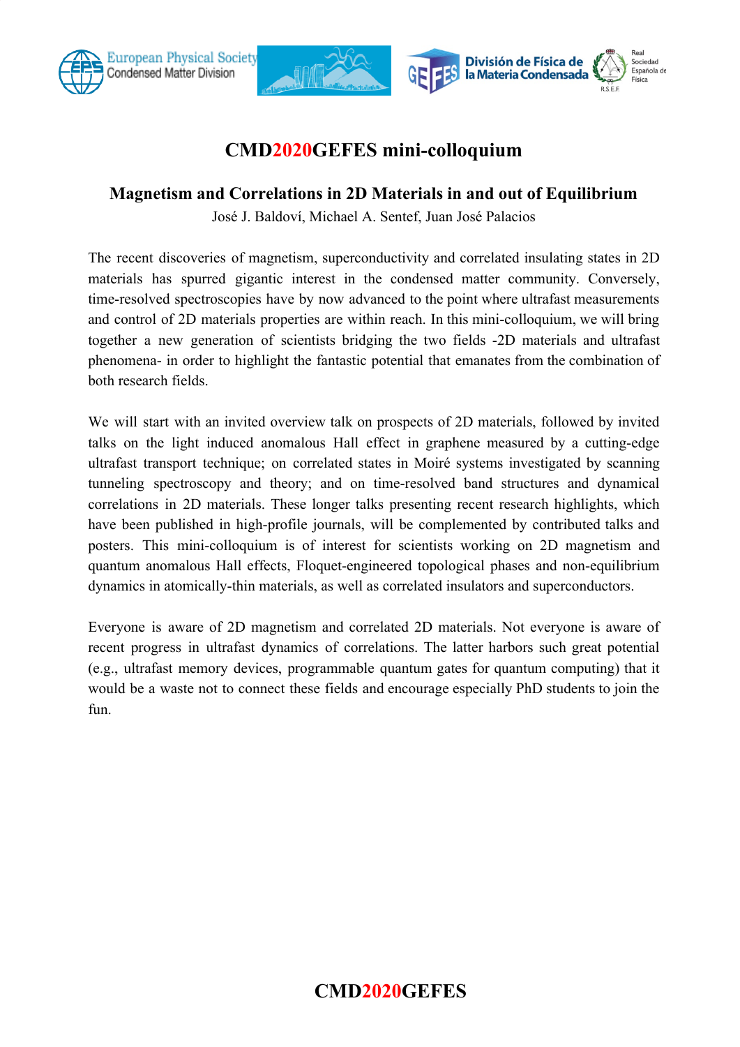# CMD2020GEFES mini-colloquium

## Magnetism and Correlations in 2D Materials in and out of Equilibrium

José J. Baldoví, Michael A. Sentef, Juan José Palacios

The recent discoveries of magnetism, superconductivity and correlated insulating states in 2D materials has spurred gigantic interest in the condensed matter community. Conversely, time-resolved spectroscopies have by now advanced to the point where ultrafast measurements and control of 2D materials properties are within reach. In this mini-colloquium, we will bring together a new generation of scientists bridging the two fields -2D materials and ultrafast phenomena- in order to highlight the fantastic potential that emanates from the combination of both research fields.

We will start with an invited overview talk on prospects of 2D materials, followed by invited talks on the light induced anomalous Hall effect in graphene measured by a cutting-edge ultrafast transport technique; on correlated states in Moiré systems investigated by scanning tunneling spectroscopy and theory; and on time-resolved band structures and dynamical correlations in 2D materials. These longer talks presenting recent research highlights, which have been published in high-profile journals, will be complemented by contributed talks and posters. This mini-colloquium is of interest for scientists working on 2D magnetism and quantum anomalous Hall effects, Floquet-engineered topological phases and non-equilibrium dynamics in atomically-thin materials, as well as correlated insulators and superconductors.

Everyone is aware of 2D magnetism and correlated 2D materials. Not everyone is aware of recent progress in ultrafast dynamics of correlations. The latter harbors such great potential (e.g., ultrafast memory devices, programmable quantum gates for quantum computing) that it would be a waste not to connect these fields and encourage especially PhD students to join the fun.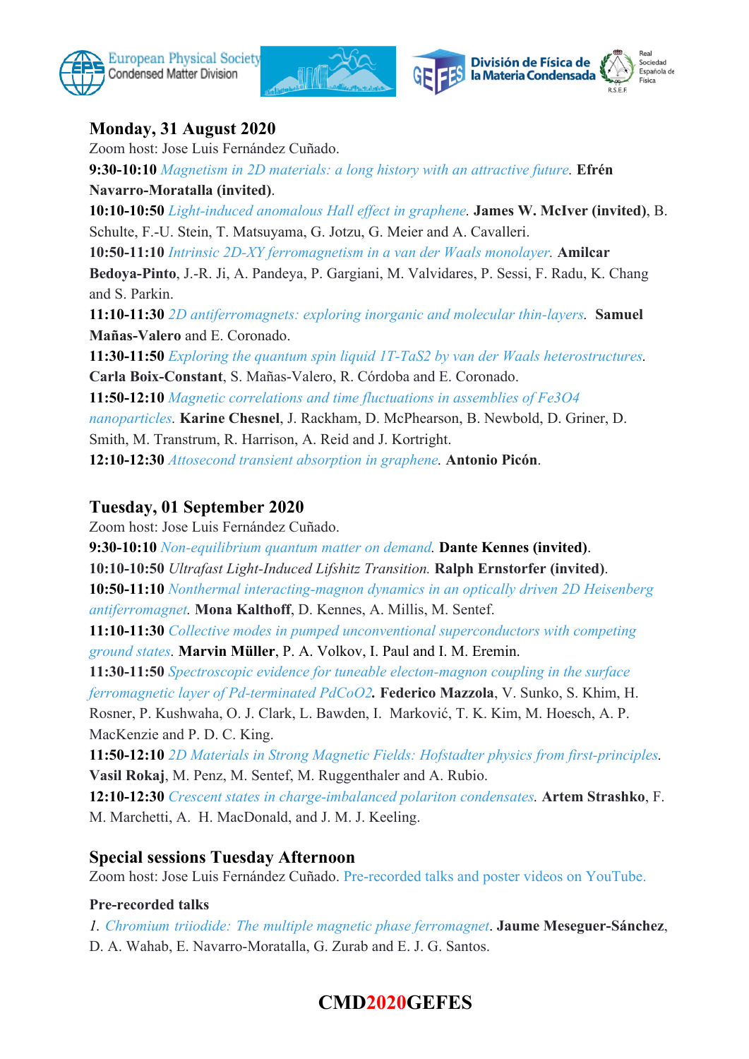## Monday, 31 August 2020

Zoom host: Jose Luis Fernández Cuñado.

**9:30-10:10** *Magnetism in 2D materials: a long history with an attractive future*. **Efrén Navarro-Moratalla (invited)**.

**10:10-10:50** *Light-induced anomalous Hall effect in graphene*. **James W. McIver (invited)**, B. Schulte, F.-U. Stein, T. Matsuyama, G. Jotzu, G. Meier and A. Cavalleri.

**10:50-11:10** *Intrinsic 2D-XY ferromagnetism in a van der Waals monolayer*. **Amilcar Bedoya-Pinto**, J.-R. Ji, A. Pandeya, P. Gargiani, M. Valvidares, P. Sessi, F. Radu, K. Chang and S. Parkin.

**11:10-11:30** *2D antiferromagnets: exploring inorganic and molecular thin-layers*. **Samuel Mañas-Valero** and E. Coronado.

**11:30-11:50** *Exploring the quantum spin liquid 1T-TaS2 by van der Waals heterostructures*. **Carla Boix-Constant**, S. Mañas-Valero, R. Córdoba and E. Coronado.

**11:50-12:10** *Magnetic correlations and time fluctuations in assemblies of Fe3O4 nanoparticles*. **Karine Chesnel**, J. Rackham, D. McPhearson, B. Newbold, D. Griner, D. Smith, M. Transtrum, R. Harrison, A. Reid and J. Kortright.

**12:10-12:30** *Attosecond transient absorption in graphene*. **Antonio Picón**.

## Tuesday, 01 September 2020

Zoom host: Jose Luis Fernández Cuñado.

**9:30-10:10** *Non-equilibrium quantum matter on demand*. **Dante Kennes (invited)**.

**10:10-10:50** *Ultrafast Light-Induced Lifshitz Transition*. **Ralph Ernstorfer (invited)**.

**10:50-11:10** *Nonthermal interacting-magnon dynamics in an optically driven 2D Heisenberg antiferromagnet*. **Mona Kalthoff**, D. Kennes, A. Millis, M. Sentef.

**11:10-11:30** *Collective modes in pumped unconventional superconductors with competing ground states*. **Marvin Müller**, P. A. Volkov, I. Paul and I. M. Eremin.

**11:30-11:50** *Spectroscopic evidence for tuneable electon-magnon coupling in the surface ferromagnetic layer of Pd-terminated PdCoO2*. **Federico Mazzola**, V. Sunko, S. Khim, H. Rosner, P. Kushwaha, O. J. Clark, L. Bawden, I. Marković, T. K. Kim, M. Hoesch, A. P. MacKenzie and P. D. C. King.

**11:50-12:10** *2D Materials in Strong Magnetic Fields: Hofstadter physics from first-principles*. **Vasil Rokaj**, M. Penz, M. Sentef, M. Ruggenthaler and A. Rubio.

**12:10-12:30** *Crescent states in charge-imbalanced polariton condensates*. **Artem Strashko**, F. M. Marchetti, A. H. MacDonald, and J. M. J. Keeling.

## Special sessions Tuesday Afternoon

Zoom host: Jose Luis Fernández Cuñado. Pre-recorded talks and poster videos on YouTube.

### Pre-recorded talks

1. *Chromium triiodide: The multiple magnetic phase ferromagnet*. **Jaume Meseguer-Sánchez**, D. A. Wahab, E. Navarro-Moratalla, G. Zurab and E. J. G. Santos.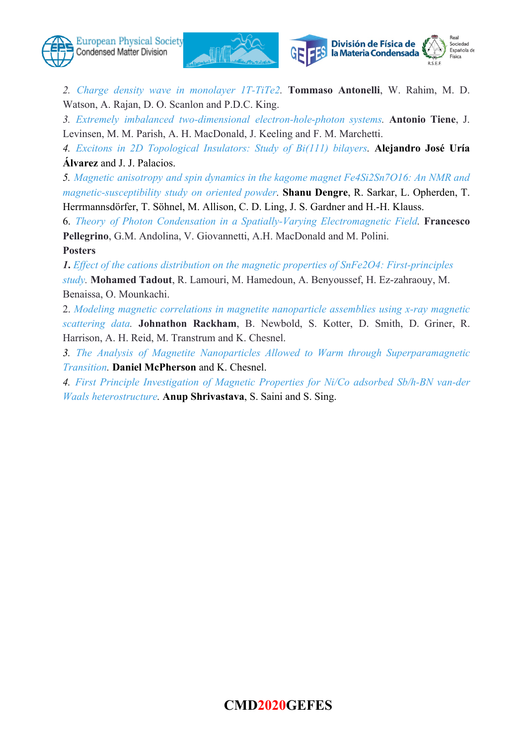2. *Charge density wave in monolayer 1T-TiTe2*. **Tommaso Antonelli**, W. Rahim, M. D. Watson, A. Rajan, D. O. Scanlon and P.D.C. King.

3. *Extremely imbalanced two-dimensional electron-hole-photon systems*. **Antonio Tiene**, J. Levinsen, M. M. Parish, A. H. MacDonald, J. Keeling and F. M. Marchetti.

4. *Excitons in 2D Topological Insulators: Study of Bi(111) bilayers*. **Alejandro José Uría Álvarez** and J. J. Palacios.

5. *Magnetic anisotropy and spin dynamics in the kagome magnet Fe4Si2Sn7O16: An NMR and magnetic-susceptibility study on oriented powder*. **Shanu Dengre**, R. Sarkar, L. Opherden, T. Herrmannsdörfer, T. Söhnel, M. Allison, C. D. Ling, J. S. Gardner and H.-H. Klauss.

6. *Theory of Photon Condensation in a Spatially-Varying Electromagnetic Field*. **Francesco Pellegrino**, G.M. Andolina, V. Giovannetti, A.H. MacDonald and M. Polini.

**Posters**

**1.** *Effect of the cations distribution on the magnetic properties of SnFe2O4: First-principles study*. **Mohamed Tadout**, R. Lamouri, M. Hamedoun, A. Benyoussef, H. Ez-zahraouy, M. Benaissa, O. Mounkachi.

2. *Modeling magnetic correlations in magnetite nanoparticle assemblies using x-ray magnetic scattering data*. **Johnathon Rackham**, B. Newbold, S. Kotter, D. Smith, D. Griner, R. Harrison, A. H. Reid, M. Transtrum and K. Chesnel.

3. *The Analysis of Magnetite Nanoparticles Allowed to Warm through Superparamagnetic Transition*. **Daniel McPherson** and K. Chesnel.

4. *First Principle Investigation of Magnetic Properties for Ni/Co adsorbed Sb/h-BN van-der Waals heterostructure*. **Anup Shrivastava**, S. Saini and S. Sing.